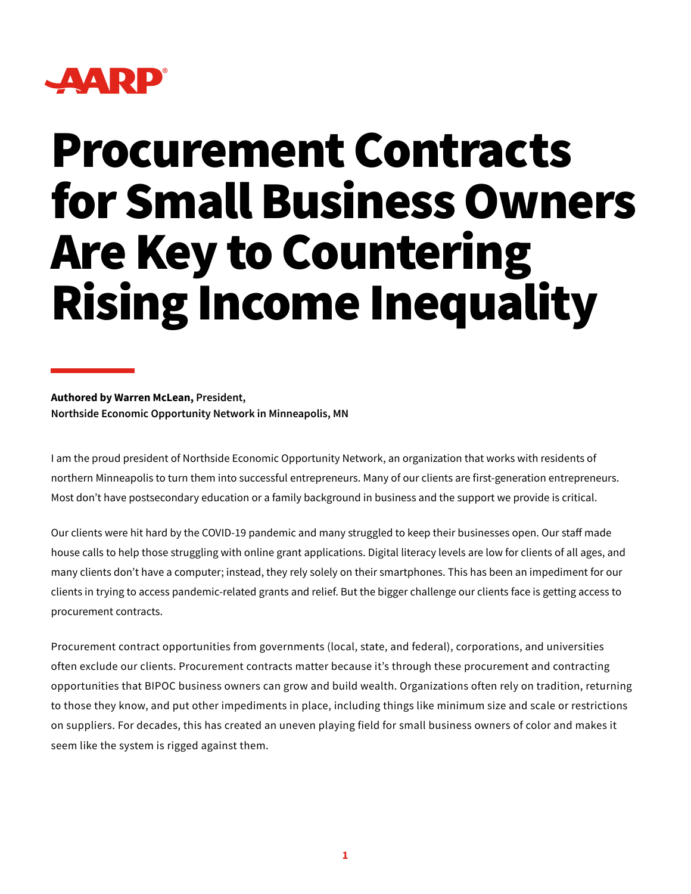AARP

# Procurement Contracts for Small Business Owners Are Key to Countering Rising Income Inequality

**Authored by Warren McLean,** **President,**
**Northside Economic Opportunity Network in Minneapolis, MN**

I am the proud president of Northside Economic Opportunity Network, an organization that works with residents of northern Minneapolis to turn them into successful entrepreneurs. Many of our clients are first-generation entrepreneurs. Most don't have postsecondary education or a family background in business and the support we provide is critical.

Our clients were hit hard by the COVID-19 pandemic and many struggled to keep their businesses open. Our staff made house calls to help those struggling with online grant applications. Digital literacy levels are low for clients of all ages, and many clients don't have a computer; instead, they rely solely on their smartphones. This has been an impediment for our clients in trying to access pandemic-related grants and relief. But the bigger challenge our clients face is getting access to procurement contracts.

Procurement contract opportunities from governments (local, state, and federal), corporations, and universities often exclude our clients. Procurement contracts matter because it's through these procurement and contracting opportunities that BIPOC business owners can grow and build wealth. Organizations often rely on tradition, returning to those they know, and put other impediments in place, including things like minimum size and scale or restrictions on suppliers. For decades, this has created an uneven playing field for small business owners of color and makes it seem like the system is rigged against them.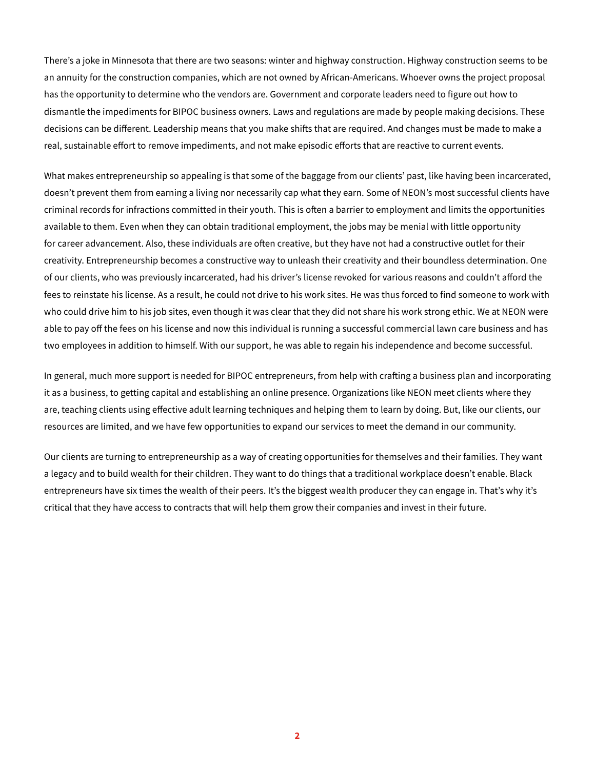There's a joke in Minnesota that there are two seasons: winter and highway construction. Highway construction seems to be an annuity for the construction companies, which are not owned by African-Americans. Whoever owns the project proposal has the opportunity to determine who the vendors are. Government and corporate leaders need to figure out how to dismantle the impediments for BIPOC business owners. Laws and regulations are made by people making decisions. These decisions can be different. Leadership means that you make shifts that are required. And changes must be made to make a real, sustainable effort to remove impediments, and not make episodic efforts that are reactive to current events.

What makes entrepreneurship so appealing is that some of the baggage from our clients' past, like having been incarcerated, doesn't prevent them from earning a living nor necessarily cap what they earn. Some of NEON's most successful clients have criminal records for infractions committed in their youth. This is often a barrier to employment and limits the opportunities available to them. Even when they can obtain traditional employment, the jobs may be menial with little opportunity for career advancement. Also, these individuals are often creative, but they have not had a constructive outlet for their creativity. Entrepreneurship becomes a constructive way to unleash their creativity and their boundless determination. One of our clients, who was previously incarcerated, had his driver's license revoked for various reasons and couldn't afford the fees to reinstate his license. As a result, he could not drive to his work sites. He was thus forced to find someone to work with who could drive him to his job sites, even though it was clear that they did not share his work strong ethic. We at NEON were able to pay off the fees on his license and now this individual is running a successful commercial lawn care business and has two employees in addition to himself. With our support, he was able to regain his independence and become successful.

In general, much more support is needed for BIPOC entrepreneurs, from help with crafting a business plan and incorporating it as a business, to getting capital and establishing an online presence. Organizations like NEON meet clients where they are, teaching clients using effective adult learning techniques and helping them to learn by doing. But, like our clients, our resources are limited, and we have few opportunities to expand our services to meet the demand in our community.

Our clients are turning to entrepreneurship as a way of creating opportunities for themselves and their families. They want a legacy and to build wealth for their children. They want to do things that a traditional workplace doesn't enable. Black entrepreneurs have six times the wealth of their peers. It's the biggest wealth producer they can engage in. That's why it's critical that they have access to contracts that will help them grow their companies and invest in their future.